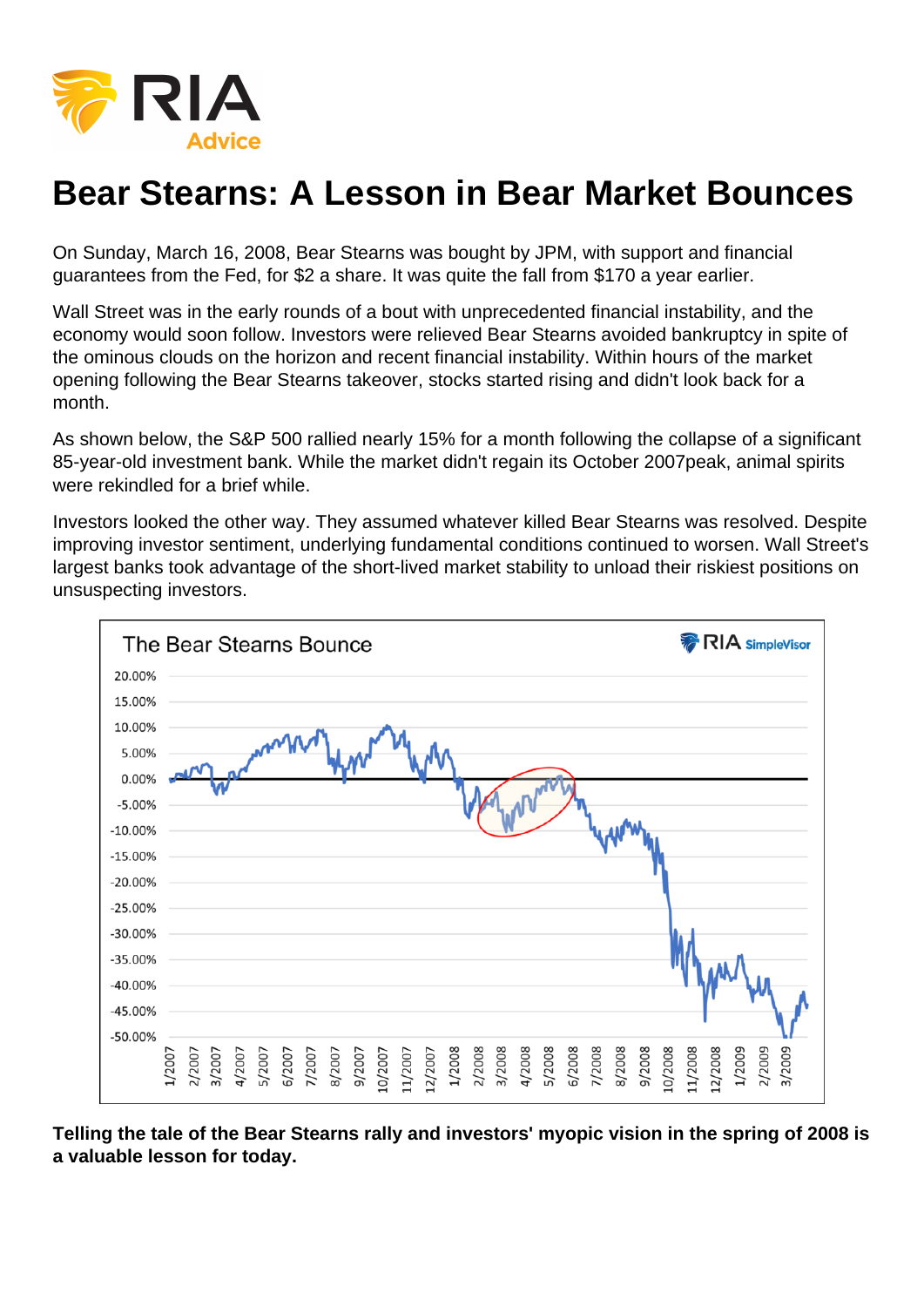# Bear Stearns: A Lesson in Bear Market Bounces

On Sunday, March 16, 2008, Bear Stearns was bought by JPM, with support and financial guarantees from the Fed, for $2 a share. It was quite the fall from $170 a year earlier.

Wall Street was in the early rounds of a bout with unprecedented financial instability, and the economy would soon follow. Investors were relieved Bear Stearns avoided bankruptcy in spite of the ominous clouds on the horizon and recent financial instability. Within hours of the market opening following the Bear Stearns takeover, stocks started rising and didn't look back for a month.

As shown below, the S&P 500 rallied nearly 15% for a month following the collapse of a significant 85-year-old investment bank. While the market didn't regain its October 2007peak, animal spirits were rekindled for a brief while.

Investors looked the other way. They assumed whatever killed Bear Stearns was resolved. Despite improving investor sentiment, underlying fundamental conditions continued to worsen. Wall Street's largest banks took advantage of the short-lived market stability to unload their riskiest positions on unsuspecting investors.

**Telling the tale of the Bear Stearns rally and investors' myopic vision in the spring of 2008 is a valuable lesson for today.**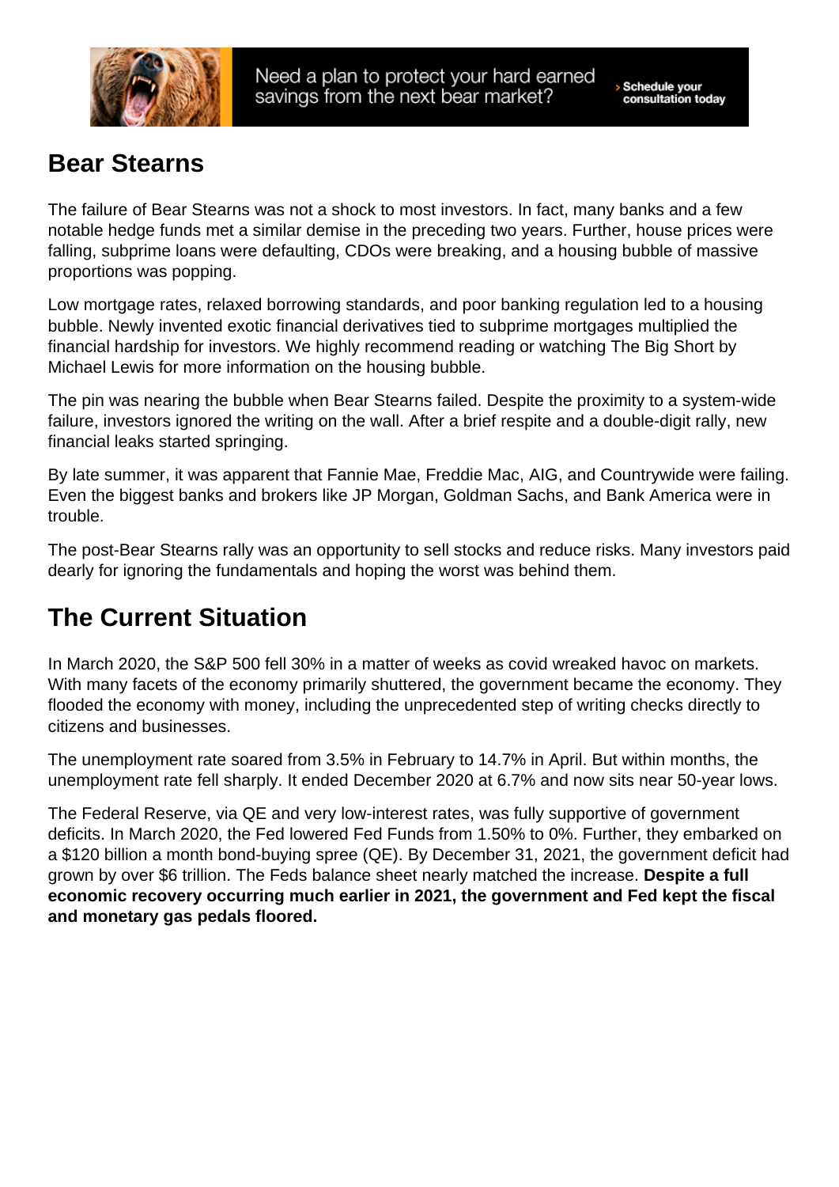Need a plan to protect your hard earned savings from the next bear market?

› Schedule your consultation today

## Bear Stearns

The failure of Bear Stearns was not a shock to most investors. In fact, many banks and a few notable hedge funds met a similar demise in the preceding two years. Further, house prices were falling, subprime loans were defaulting, CDOs were breaking, and a housing bubble of massive proportions was popping.

Low mortgage rates, relaxed borrowing standards, and poor banking regulation led to a housing bubble. Newly invented exotic financial derivatives tied to subprime mortgages multiplied the financial hardship for investors. We highly recommend reading or watching The Big Short by Michael Lewis for more information on the housing bubble.

The pin was nearing the bubble when Bear Stearns failed. Despite the proximity to a system-wide failure, investors ignored the writing on the wall. After a brief respite and a double-digit rally, new financial leaks started springing.

By late summer, it was apparent that Fannie Mae, Freddie Mac, AIG, and Countrywide were failing. Even the biggest banks and brokers like JP Morgan, Goldman Sachs, and Bank America were in trouble.

The post-Bear Stearns rally was an opportunity to sell stocks and reduce risks. Many investors paid dearly for ignoring the fundamentals and hoping the worst was behind them.

## The Current Situation

In March 2020, the S&P 500 fell 30% in a matter of weeks as covid wreaked havoc on markets. With many facets of the economy primarily shuttered, the government became the economy. They flooded the economy with money, including the unprecedented step of writing checks directly to citizens and businesses.

The unemployment rate soared from 3.5% in February to 14.7% in April. But within months, the unemployment rate fell sharply. It ended December 2020 at 6.7% and now sits near 50-year lows.

The Federal Reserve, via QE and very low-interest rates, was fully supportive of government deficits. In March 2020, the Fed lowered Fed Funds from 1.50% to 0%. Further, they embarked on a $120 billion a month bond-buying spree (QE). By December 31, 2021, the government deficit had grown by over $6 trillion. The Feds balance sheet nearly matched the increase. **Despite a full economic recovery occurring much earlier in 2021, the government and Fed kept the fiscal and monetary gas pedals floored.**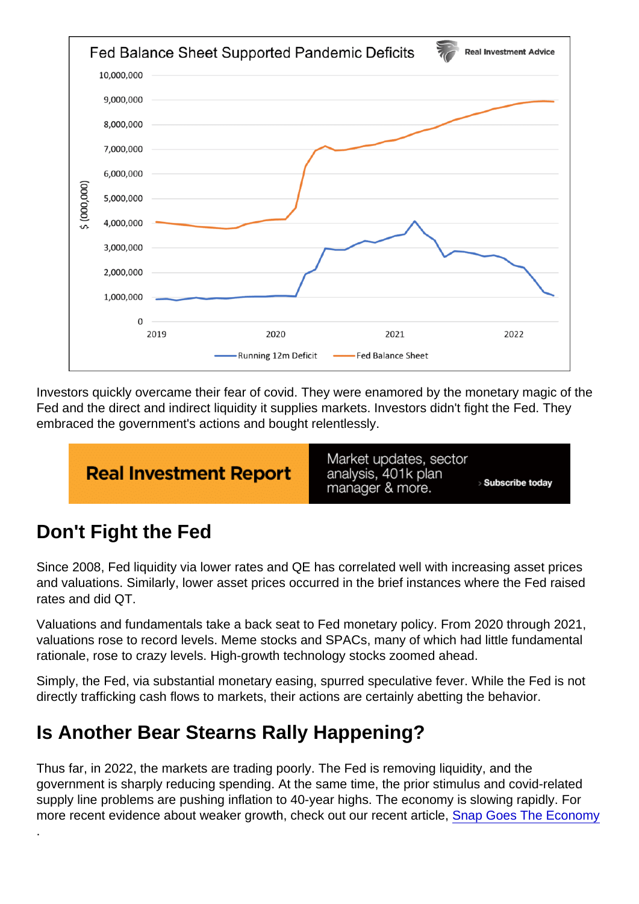Investors quickly overcame their fear of covid. They were enamored by the monetary magic of the Fed and the direct and indirect liquidity it supplies markets. Investors didn't fight the Fed. They embraced the government's actions and bought relentlessly.

## Don't Fight the Fed

Since 2008, Fed liquidity via lower rates and QE has correlated well with increasing asset prices and valuations. Similarly, lower asset prices occurred in the brief instances where the Fed raised rates and did QT.

Valuations and fundamentals take a back seat to Fed monetary policy. From 2020 through 2021, valuations rose to record levels. Meme stocks and SPACs, many of which had little fundamental rationale, rose to crazy levels. High-growth technology stocks zoomed ahead.

Simply, the Fed, via substantial monetary easing, spurred speculative fever. While the Fed is not directly trafficking cash flows to markets, their actions are certainly abetting the behavior.

## Is Another Bear Stearns Rally Happening?

Thus far, in 2022, the markets are trading poorly. The Fed is removing liquidity, and the government is sharply reducing spending. At the same time, the prior stimulus and covid-related supply line problems are pushing inflation to 40-year highs. The economy is slowing rapidly. For more recent evidence about weaker growth, check out our recent article, Snap Goes The Economy .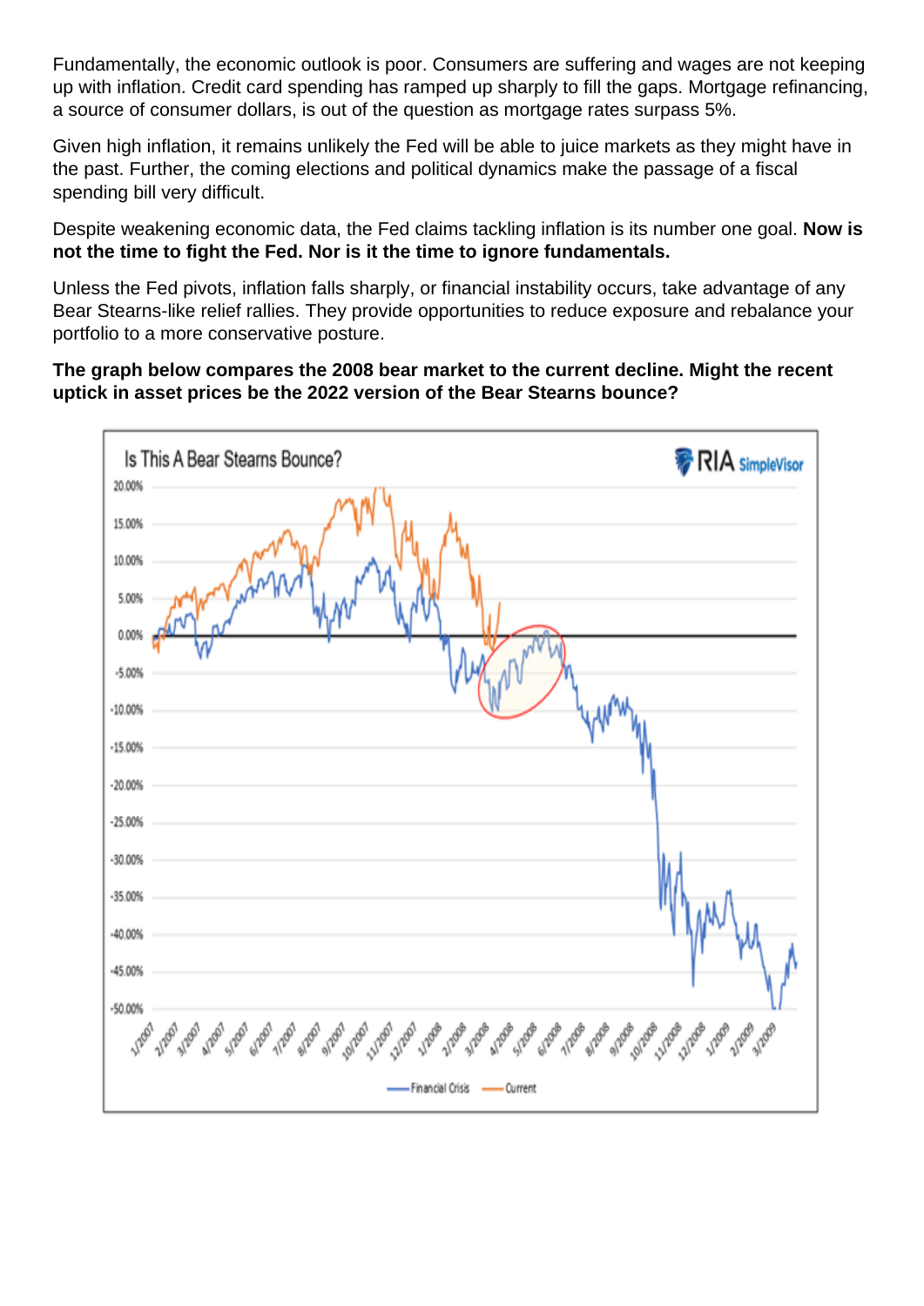Fundamentally, the economic outlook is poor. Consumers are suffering and wages are not keeping up with inflation. Credit card spending has ramped up sharply to fill the gaps. Mortgage refinancing, a source of consumer dollars, is out of the question as mortgage rates surpass 5%.

Given high inflation, it remains unlikely the Fed will be able to juice markets as they might have in the past. Further, the coming elections and political dynamics make the passage of a fiscal spending bill very difficult.

Despite weakening economic data, the Fed claims tackling inflation is its number one goal. **Now is not the time to fight the Fed. Nor is it the time to ignore fundamentals.**

Unless the Fed pivots, inflation falls sharply, or financial instability occurs, take advantage of any Bear Stearns-like relief rallies. They provide opportunities to reduce exposure and rebalance your portfolio to a more conservative posture.

**The graph below compares the 2008 bear market to the current decline. Might the recent uptick in asset prices be the 2022 version of the Bear Stearns bounce?**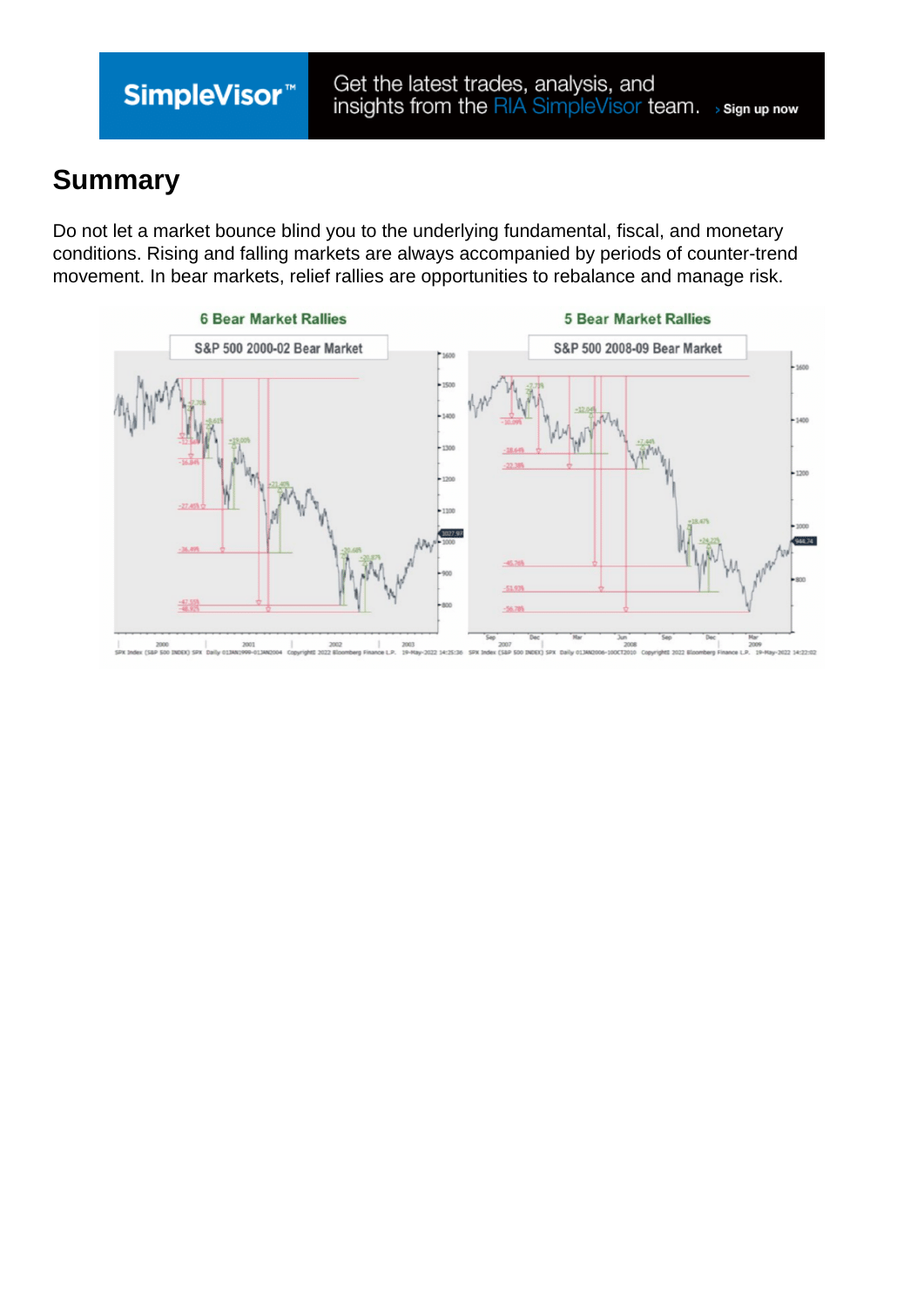SimpleVisor™ Get the latest trades, analysis, and insights from the RIA SimpleVisor team. › Sign up now

## Summary

Do not let a market bounce blind you to the underlying fundamental, fiscal, and monetary conditions. Rising and falling markets are always accompanied by periods of counter-trend movement. In bear markets, relief rallies are opportunities to rebalance and manage risk.

6 Bear Market Rallies

S&P 500 2000-02 Bear Market

5 Bear Market Rallies

S&P 500 2008-09 Bear Market